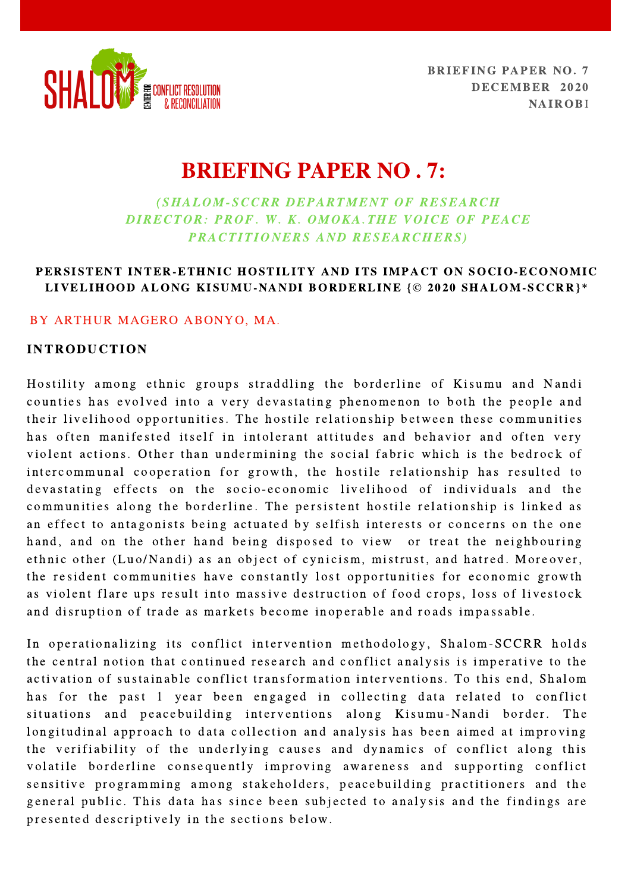SHALOM CENTER FOR CONFLICT RESOLUTION & RECONCILIATION

**BRIEFING PAPER NO. 7**
**DECEMBER 2020**
**NAIROBI**

# BRIEFING PAPER NO . 7:

*(SHALOM-SCCRR DEPARTMENT OF RESEARCH DIRECTOR: PROF. W. K. OMOKA.THE VOICE OF PEACE PRACTITIONERS AND RESEARCHERS)*

**PERSISTENT INTER-ETHNIC HOSTILITY AND ITS IMPACT ON SOCIO-ECONOMIC LIVELIHOOD ALONG KISUMU-NANDI BORDERLINE {© 2020 SHALOM-SCCRR}***

BY ARTHUR MAGERO ABONYO, MA.

## INTRODUCTION

Hostility among ethnic groups straddling the borderline of Kisumu and Nandi counties has evolved into a very devastating phenomenon to both the people and their livelihood opportunities. The hostile relationship between these communities has often manifested itself in intolerant attitudes and behavior and often very violent actions. Other than undermining the social fabric which is the bedrock of intercommunal cooperation for growth, the hostile relationship has resulted to devastating effects on the socio-economic livelihood of individuals and the communities along the borderline. The persistent hostile relationship is linked as an effect to antagonists being actuated by selfish interests or concerns on the one hand, and on the other hand being disposed to view or treat the neighbouring ethnic other (Luo/Nandi) as an object of cynicism, mistrust, and hatred. Moreover, the resident communities have constantly lost opportunities for economic growth as violent flare ups result into massive destruction of food crops, loss of livestock and disruption of trade as markets become inoperable and roads impassable.

In operationalizing its conflict intervention methodology, Shalom-SCCRR holds the central notion that continued research and conflict analysis is imperative to the activation of sustainable conflict transformation interventions. To this end, Shalom has for the past 1 year been engaged in collecting data related to conflict situations and peacebuilding interventions along Kisumu-Nandi border. The longitudinal approach to data collection and analysis has been aimed at improving the verifiability of the underlying causes and dynamics of conflict along this volatile borderline consequently improving awareness and supporting conflict sensitive programming among stakeholders, peacebuilding practitioners and the general public. This data has since been subjected to analysis and the findings are presented descriptively in the sections below.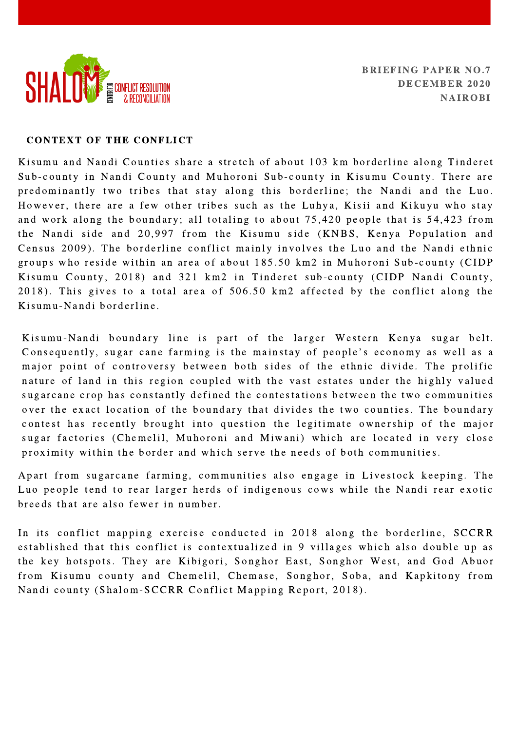BRIEFING PAPER NO.7
DECEMBER 2020
NAIROBI

## CONTEXT OF THE CONFLICT

Kisumu and Nandi Counties share a stretch of about 103 km borderline along Tinderet Sub-county in Nandi County and Muhoroni Sub-county in Kisumu County. There are predominantly two tribes that stay along this borderline; the Nandi and the Luo. However, there are a few other tribes such as the Luhya, Kisii and Kikuyu who stay and work along the boundary; all totaling to about 75,420 people that is 54,423 from the Nandi side and 20,997 from the Kisumu side (KNBS, Kenya Population and Census 2009). The borderline conflict mainly involves the Luo and the Nandi ethnic groups who reside within an area of about 185.50 km2 in Muhoroni Sub-county (CIDP Kisumu County, 2018) and 321 km2 in Tinderet sub-county (CIDP Nandi County, 2018). This gives to a total area of 506.50 km2 affected by the conflict along the Kisumu-Nandi borderline.

Kisumu-Nandi boundary line is part of the larger Western Kenya sugar belt. Consequently, sugar cane farming is the mainstay of people's economy as well as a major point of controversy between both sides of the ethnic divide. The prolific nature of land in this region coupled with the vast estates under the highly valued sugarcane crop has constantly defined the contestations between the two communities over the exact location of the boundary that divides the two counties. The boundary contest has recently brought into question the legitimate ownership of the major sugar factories (Chemelil, Muhoroni and Miwani) which are located in very close proximity within the border and which serve the needs of both communities.

Apart from sugarcane farming, communities also engage in Livestock keeping. The Luo people tend to rear larger herds of indigenous cows while the Nandi rear exotic breeds that are also fewer in number.

In its conflict mapping exercise conducted in 2018 along the borderline, SCCRR established that this conflict is contextualized in 9 villages which also double up as the key hotspots. They are Kibigori, Songhor East, Songhor West, and God Abuor from Kisumu county and Chemelil, Chemase, Songhor, Soba, and Kapkitony from Nandi county (Shalom-SCCRR Conflict Mapping Report, 2018).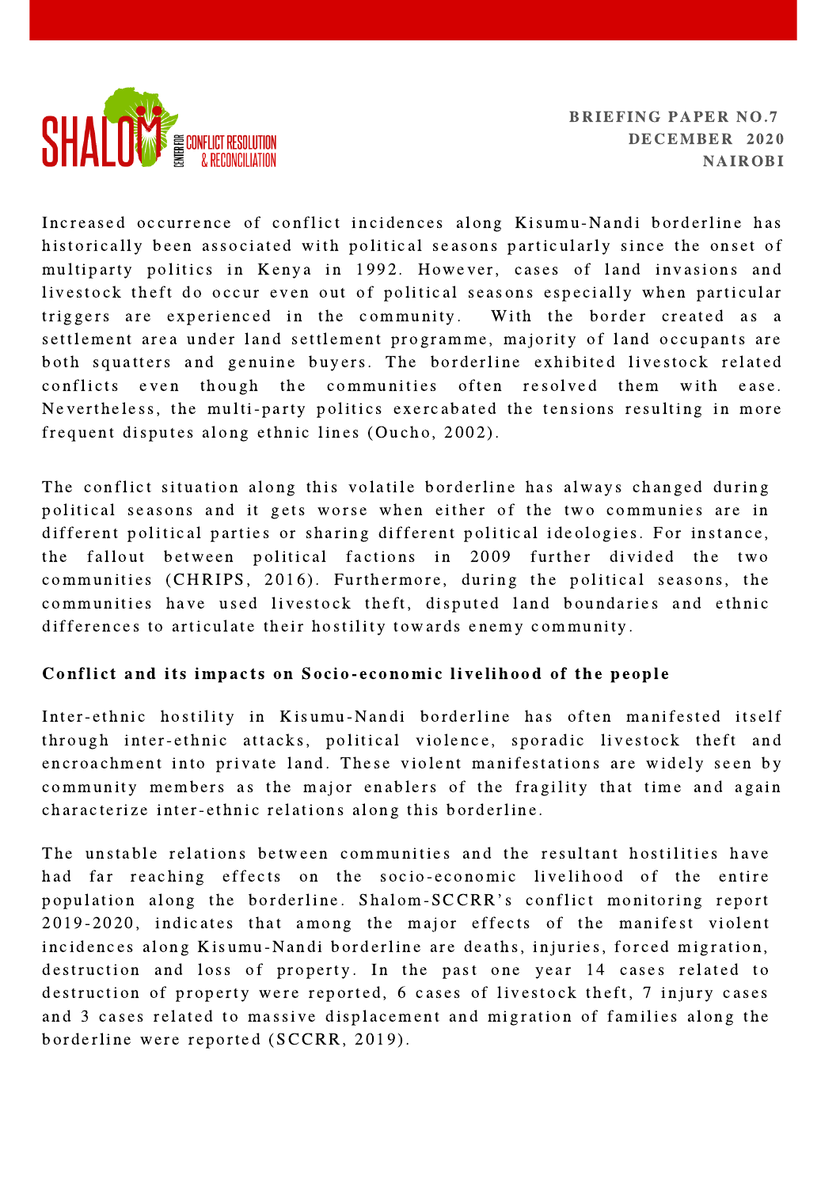Increased occurrence of conflict incidences along Kisumu-Nandi borderline has historically been associated with political seasons particularly since the onset of multiparty politics in Kenya in 1992. However, cases of land invasions and livestock theft do occur even out of political seasons especially when particular triggers are experienced in the community. With the border created as a settlement area under land settlement programme, majority of land occupants are both squatters and genuine buyers. The borderline exhibited livestock related conflicts even though the communities often resolved them with ease. Nevertheless, the multi-party politics exercabated the tensions resulting in more frequent disputes along ethnic lines (Oucho, 2002).

The conflict situation along this volatile borderline has always changed during political seasons and it gets worse when either of the two communies are in different political parties or sharing different political ideologies. For instance, the fallout between political factions in 2009 further divided the two communities (CHRIPS, 2016). Furthermore, during the political seasons, the communities have used livestock theft, disputed land boundaries and ethnic differences to articulate their hostility towards enemy community.

## Conflict and its impacts on Socio-economic livelihood of the people

Inter-ethnic hostility in Kisumu-Nandi borderline has often manifested itself through inter-ethnic attacks, political violence, sporadic livestock theft and encroachment into private land. These violent manifestations are widely seen by community members as the major enablers of the fragility that time and again characterize inter-ethnic relations along this borderline.

The unstable relations between communities and the resultant hostilities have had far reaching effects on the socio-economic livelihood of the entire population along the borderline. Shalom-SCCRR's conflict monitoring report 2019-2020, indicates that among the major effects of the manifest violent incidences along Kisumu-Nandi borderline are deaths, injuries, forced migration, destruction and loss of property. In the past one year 14 cases related to destruction of property were reported, 6 cases of livestock theft, 7 injury cases and 3 cases related to massive displacement and migration of families along the borderline were reported (SCCRR, 2019).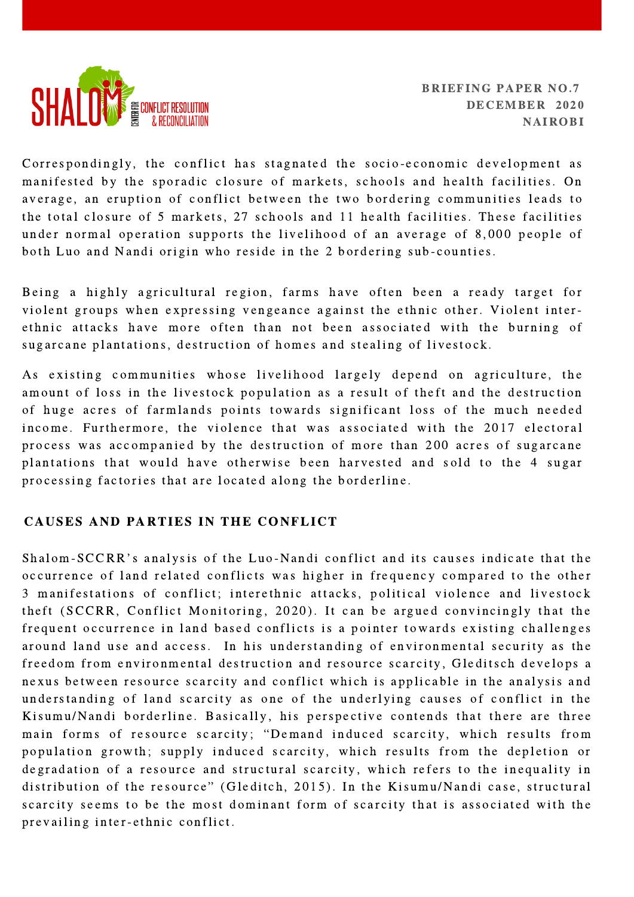Correspondingly, the conflict has stagnated the socio-economic development as manifested by the sporadic closure of markets, schools and health facilities. On average, an eruption of conflict between the two bordering communities leads to the total closure of 5 markets, 27 schools and 11 health facilities. These facilities under normal operation supports the livelihood of an average of 8,000 people of both Luo and Nandi origin who reside in the 2 bordering sub-counties.

Being a highly agricultural region, farms have often been a ready target for violent groups when expressing vengeance against the ethnic other. Violent inter-ethnic attacks have more often than not been associated with the burning of sugarcane plantations, destruction of homes and stealing of livestock.

As existing communities whose livelihood largely depend on agriculture, the amount of loss in the livestock population as a result of theft and the destruction of huge acres of farmlands points towards significant loss of the much needed income. Furthermore, the violence that was associated with the 2017 electoral process was accompanied by the destruction of more than 200 acres of sugarcane plantations that would have otherwise been harvested and sold to the 4 sugar processing factories that are located along the borderline.

## CAUSES AND PARTIES IN THE CONFLICT

Shalom-SCCRR's analysis of the Luo-Nandi conflict and its causes indicate that the occurrence of land related conflicts was higher in frequency compared to the other 3 manifestations of conflict; interethnic attacks, political violence and livestock theft (SCCRR, Conflict Monitoring, 2020). It can be argued convincingly that the frequent occurrence in land based conflicts is a pointer towards existing challenges around land use and access. In his understanding of environmental security as the freedom from environmental destruction and resource scarcity, Gleditsch develops a nexus between resource scarcity and conflict which is applicable in the analysis and understanding of land scarcity as one of the underlying causes of conflict in the Kisumu/Nandi borderline. Basically, his perspective contends that there are three main forms of resource scarcity; "Demand induced scarcity, which results from population growth; supply induced scarcity, which results from the depletion or degradation of a resource and structural scarcity, which refers to the inequality in distribution of the resource" (Gleditch, 2015). In the Kisumu/Nandi case, structural scarcity seems to be the most dominant form of scarcity that is associated with the prevailing inter-ethnic conflict.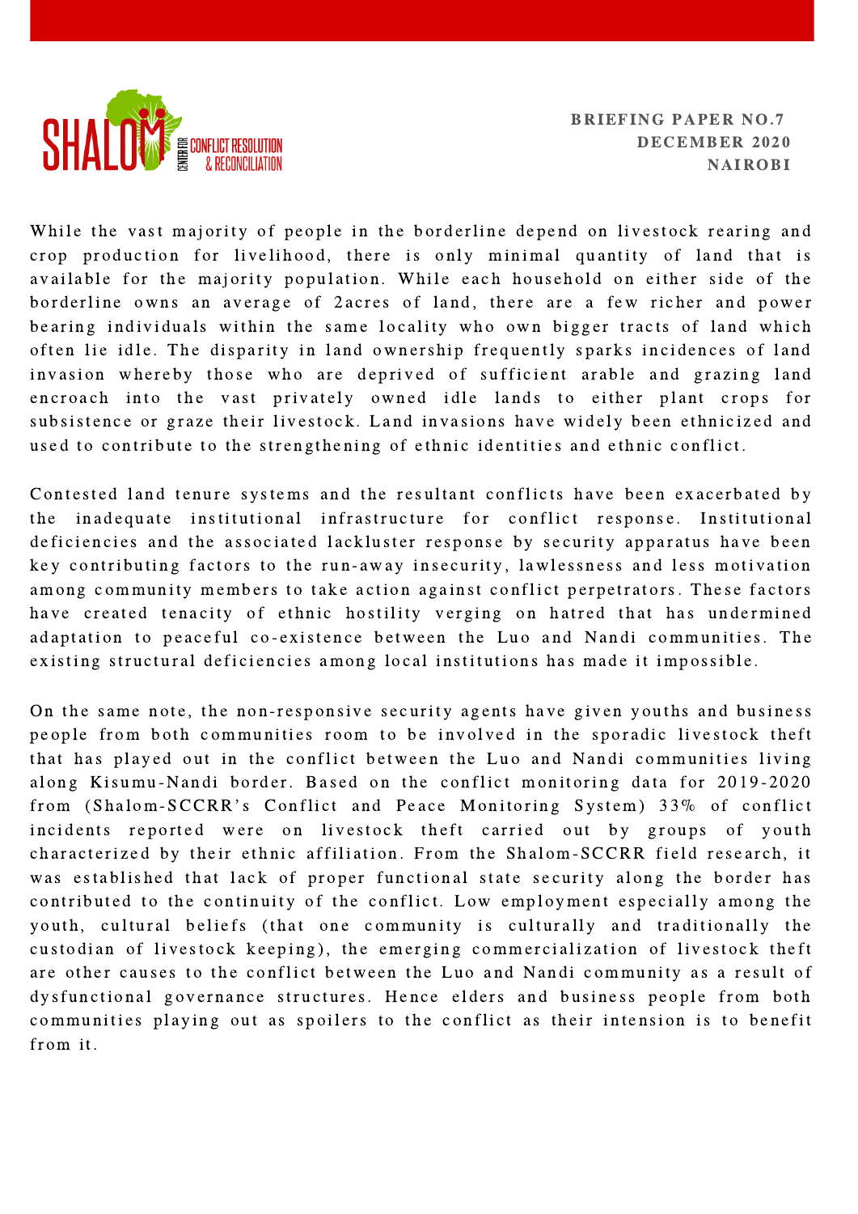BRIEFING PAPER NO.7
DECEMBER 2020
NAIROBI

While the vast majority of people in the borderline depend on livestock rearing and crop production for livelihood, there is only minimal quantity of land that is available for the majority population. While each household on either side of the borderline owns an average of 2acres of land, there are a few richer and power bearing individuals within the same locality who own bigger tracts of land which often lie idle. The disparity in land ownership frequently sparks incidences of land invasion whereby those who are deprived of sufficient arable and grazing land encroach into the vast privately owned idle lands to either plant crops for subsistence or graze their livestock. Land invasions have widely been ethnicized and used to contribute to the strengthening of ethnic identities and ethnic conflict.

Contested land tenure systems and the resultant conflicts have been exacerbated by the inadequate institutional infrastructure for conflict response. Institutional deficiencies and the associated lackluster response by security apparatus have been key contributing factors to the run-away insecurity, lawlessness and less motivation among community members to take action against conflict perpetrators. These factors have created tenacity of ethnic hostility verging on hatred that has undermined adaptation to peaceful co-existence between the Luo and Nandi communities. The existing structural deficiencies among local institutions has made it impossible.

On the same note, the non-responsive security agents have given youths and business people from both communities room to be involved in the sporadic livestock theft that has played out in the conflict between the Luo and Nandi communities living along Kisumu-Nandi border. Based on the conflict monitoring data for 2019-2020 from (Shalom-SCCRR's Conflict and Peace Monitoring System) 33% of conflict incidents reported were on livestock theft carried out by groups of youth characterized by their ethnic affiliation. From the Shalom-SCCRR field research, it was established that lack of proper functional state security along the border has contributed to the continuity of the conflict. Low employment especially among the youth, cultural beliefs (that one community is culturally and traditionally the custodian of livestock keeping), the emerging commercialization of livestock theft are other causes to the conflict between the Luo and Nandi community as a result of dysfunctional governance structures. Hence elders and business people from both communities playing out as spoilers to the conflict as their intension is to benefit from it.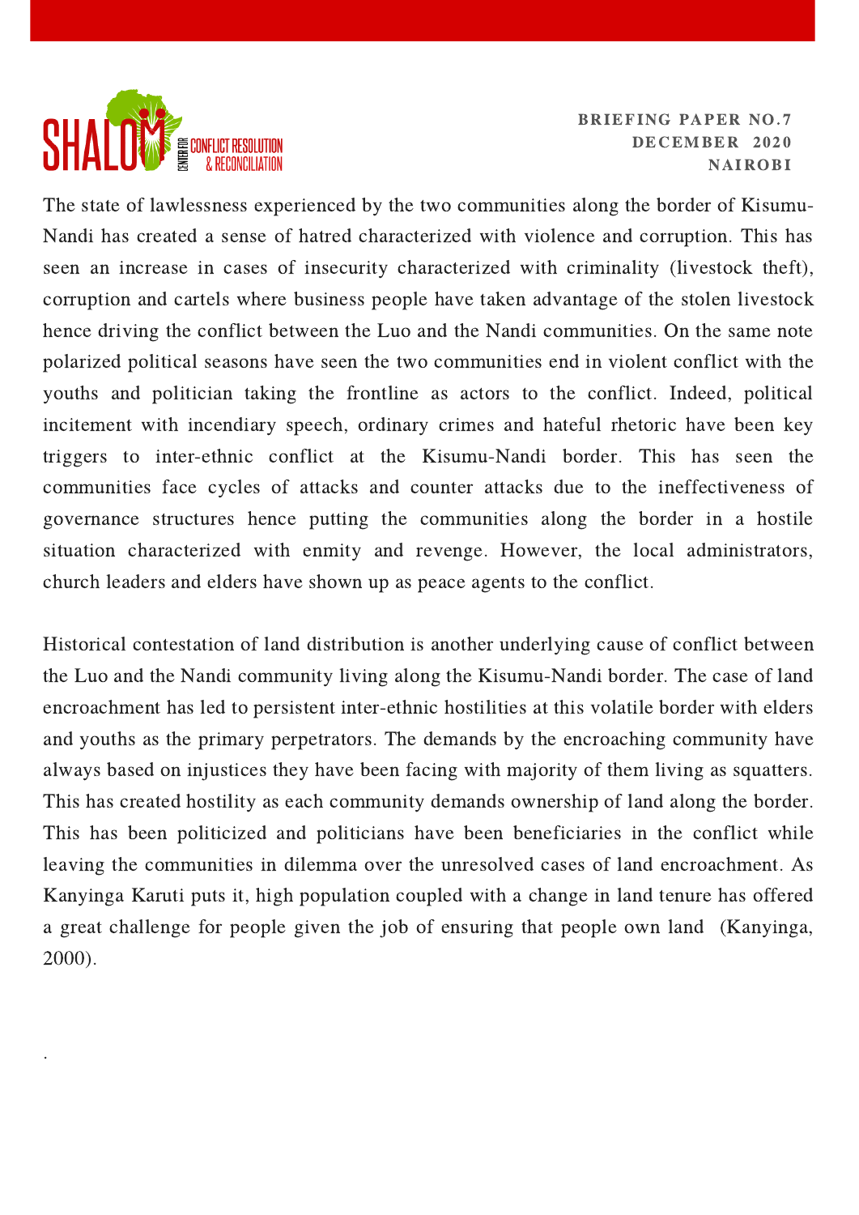The state of lawlessness experienced by the two communities along the border of Kisumu-Nandi has created a sense of hatred characterized with violence and corruption. This has seen an increase in cases of insecurity characterized with criminality (livestock theft), corruption and cartels where business people have taken advantage of the stolen livestock hence driving the conflict between the Luo and the Nandi communities. On the same note polarized political seasons have seen the two communities end in violent conflict with the youths and politician taking the frontline as actors to the conflict. Indeed, political incitement with incendiary speech, ordinary crimes and hateful rhetoric have been key triggers to inter-ethnic conflict at the Kisumu-Nandi border. This has seen the communities face cycles of attacks and counter attacks due to the ineffectiveness of governance structures hence putting the communities along the border in a hostile situation characterized with enmity and revenge. However, the local administrators, church leaders and elders have shown up as peace agents to the conflict.

Historical contestation of land distribution is another underlying cause of conflict between the Luo and the Nandi community living along the Kisumu-Nandi border. The case of land encroachment has led to persistent inter-ethnic hostilities at this volatile border with elders and youths as the primary perpetrators. The demands by the encroaching community have always based on injustices they have been facing with majority of them living as squatters. This has created hostility as each community demands ownership of land along the border. This has been politicized and politicians have been beneficiaries in the conflict while leaving the communities in dilemma over the unresolved cases of land encroachment. As Kanyinga Karuti puts it, high population coupled with a change in land tenure has offered a great challenge for people given the job of ensuring that people own land (Kanyinga, 2000).

.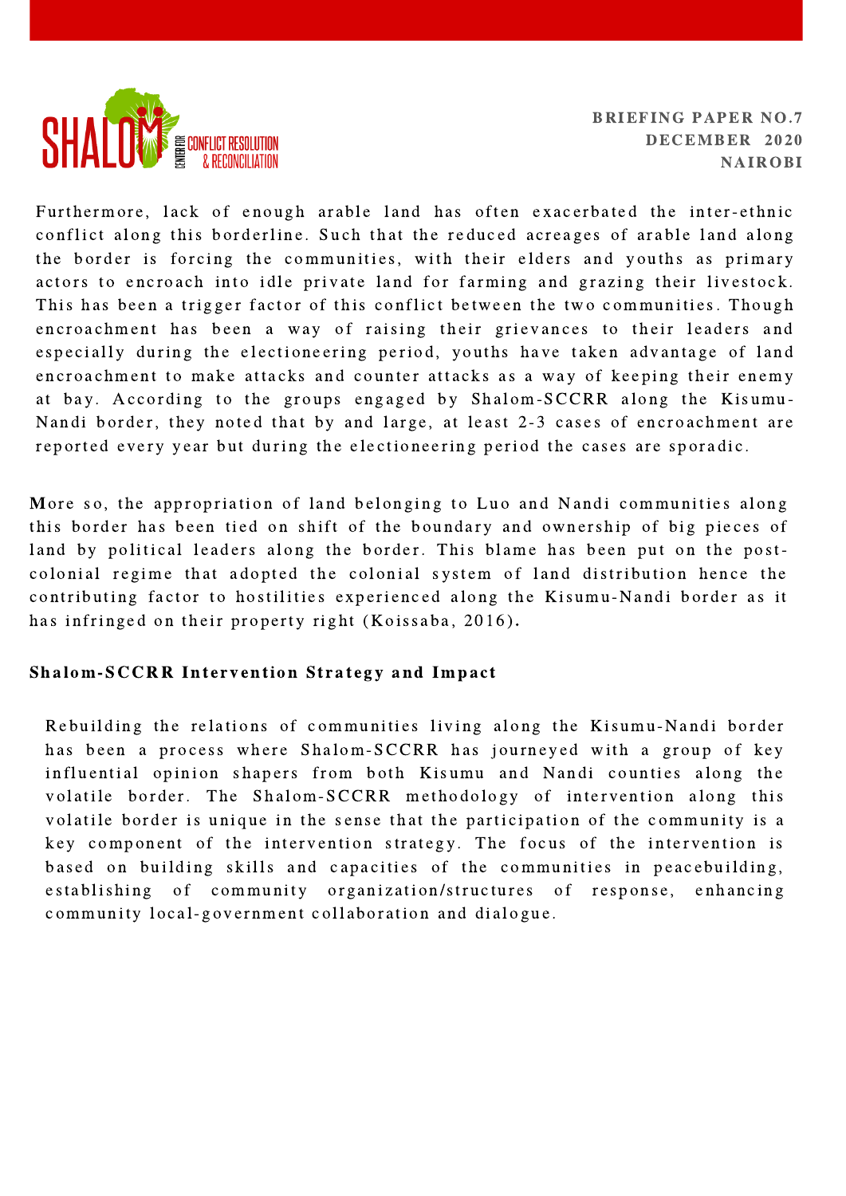Furthermore, lack of enough arable land has often exacerbated the inter-ethnic conflict along this borderline. Such that the reduced acreages of arable land along the border is forcing the communities, with their elders and youths as primary actors to encroach into idle private land for farming and grazing their livestock. This has been a trigger factor of this conflict between the two communities. Though encroachment has been a way of raising their grievances to their leaders and especially during the electioneering period, youths have taken advantage of land encroachment to make attacks and counter attacks as a way of keeping their enemy at bay. According to the groups engaged by Shalom-SCCRR along the Kisumu-Nandi border, they noted that by and large, at least 2-3 cases of encroachment are reported every year but during the electioneering period the cases are sporadic.

More so, the appropriation of land belonging to Luo and Nandi communities along this border has been tied on shift of the boundary and ownership of big pieces of land by political leaders along the border. This blame has been put on the post-colonial regime that adopted the colonial system of land distribution hence the contributing factor to hostilities experienced along the Kisumu-Nandi border as it has infringed on their property right (Koissaba, 2016).

## Shalom-SCCRR Intervention Strategy and Impact

Rebuilding the relations of communities living along the Kisumu-Nandi border has been a process where Shalom-SCCRR has journeyed with a group of key influential opinion shapers from both Kisumu and Nandi counties along the volatile border. The Shalom-SCCRR methodology of intervention along this volatile border is unique in the sense that the participation of the community is a key component of the intervention strategy. The focus of the intervention is based on building skills and capacities of the communities in peacebuilding, establishing of community organization/structures of response, enhancing community local-government collaboration and dialogue.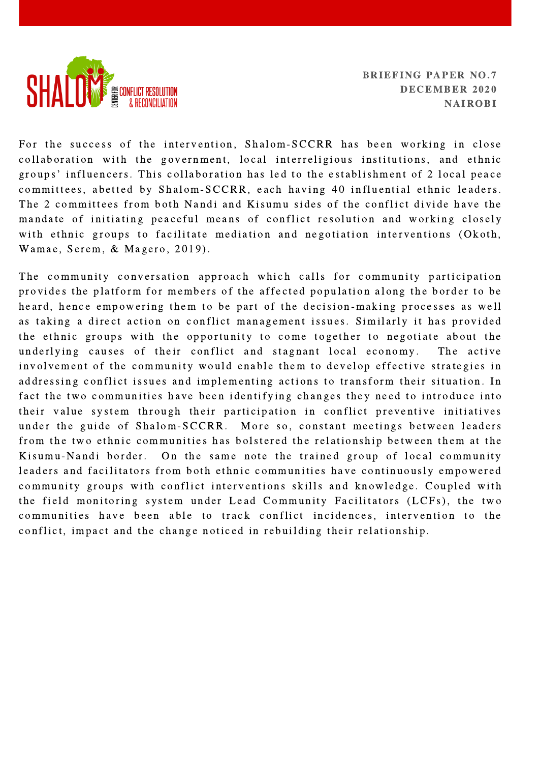For the success of the intervention, Shalom-SCCRR has been working in close collaboration with the government, local interreligious institutions, and ethnic groups' influencers. This collaboration has led to the establishment of 2 local peace committees, abetted by Shalom-SCCRR, each having 40 influential ethnic leaders. The 2 committees from both Nandi and Kisumu sides of the conflict divide have the mandate of initiating peaceful means of conflict resolution and working closely with ethnic groups to facilitate mediation and negotiation interventions (Okoth, Wamae, Serem, & Magero, 2019).

The community conversation approach which calls for community participation provides the platform for members of the affected population along the border to be heard, hence empowering them to be part of the decision-making processes as well as taking a direct action on conflict management issues. Similarly it has provided the ethnic groups with the opportunity to come together to negotiate about the underlying causes of their conflict and stagnant local economy. The active involvement of the community would enable them to develop effective strategies in addressing conflict issues and implementing actions to transform their situation. In fact the two communities have been identifying changes they need to introduce into their value system through their participation in conflict preventive initiatives under the guide of Shalom-SCCRR. More so, constant meetings between leaders from the two ethnic communities has bolstered the relationship between them at the Kisumu-Nandi border. On the same note the trained group of local community leaders and facilitators from both ethnic communities have continuously empowered community groups with conflict interventions skills and knowledge. Coupled with the field monitoring system under Lead Community Facilitators (LCFs), the two communities have able to track conflict incidences, intervention to the conflict, impact and the change noticed in rebuilding their relationship.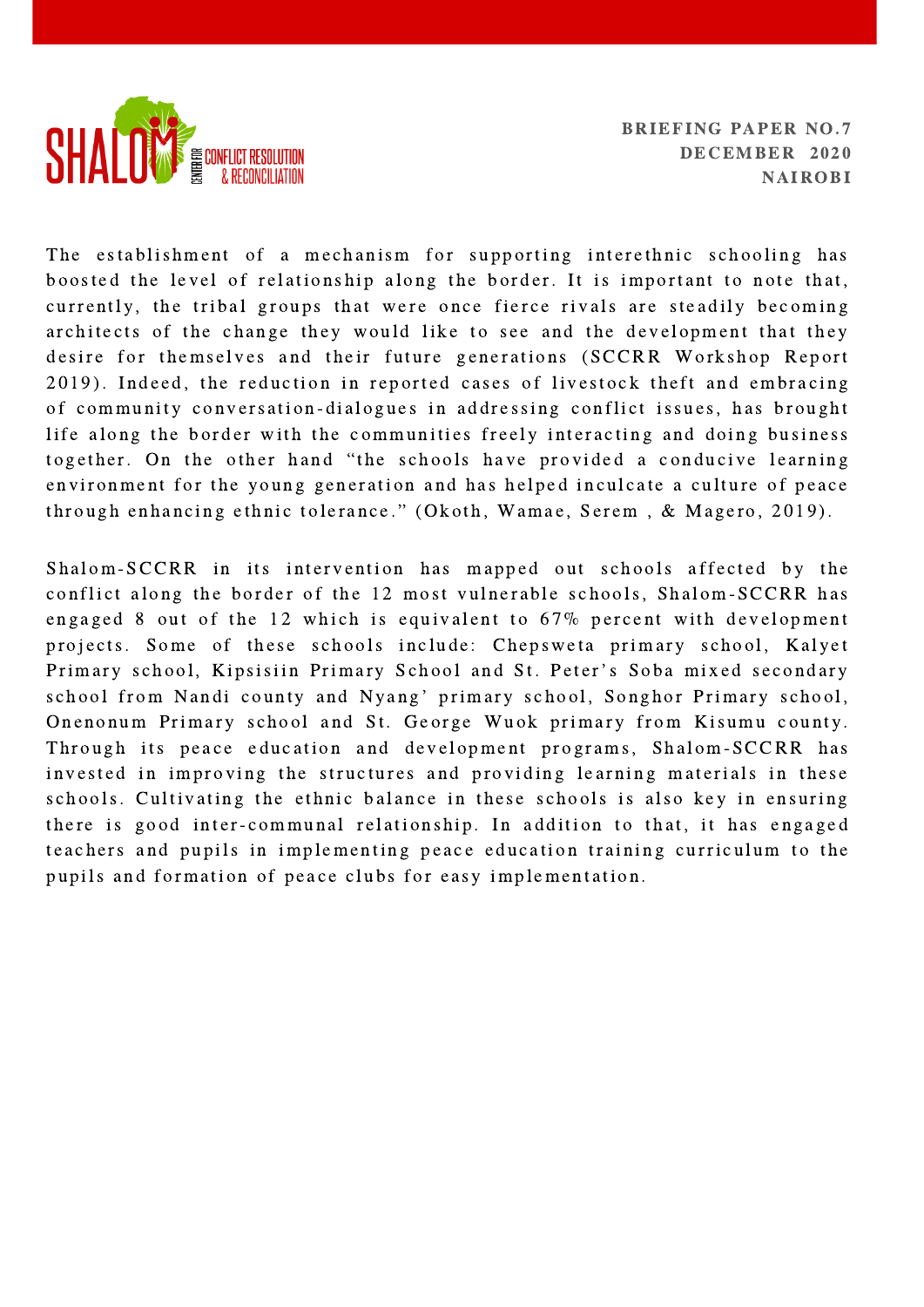The establishment of a mechanism for supporting interethnic schooling has boosted the level of relationship along the border. It is important to note that, currently, the tribal groups that were once fierce rivals are steadily becoming architects of the change they would like to see and the development that they desire for themselves and their future generations (SCCRR Workshop Report 2019). Indeed, the reduction in reported cases of livestock theft and embracing of community conversation-dialogues in addressing conflict issues, has brought life along the border with the communities freely interacting and doing business together. On the other hand "the schools have provided a conducive learning environment for the young generation and has helped inculcate a culture of peace through enhancing ethnic tolerance." (Okoth, Wamae, Serem , & Magero, 2019).

Shalom-SCCRR in its intervention has mapped out schools affected by the conflict along the border of the 12 most vulnerable schools, Shalom-SCCRR has engaged 8 out of the 12 which is equivalent to 67% percent with development projects. Some of these schools include: Chepsweta primary school, Kalyet Primary school, Kipsisiin Primary School and St. Peter's Soba mixed secondary school from Nandi county and Nyang' primary school, Songhor Primary school, Onenonum Primary school and St. George Wuok primary from Kisumu county. Through its peace education and development programs, Shalom-SCCRR has invested in improving the structures and providing learning materials in these schools. Cultivating the ethnic balance in these schools is also key in ensuring there is good inter-communal relationship. In addition to that, it has engaged teachers and pupils in implementing peace education training curriculum to the pupils and formation of peace clubs for easy implementation.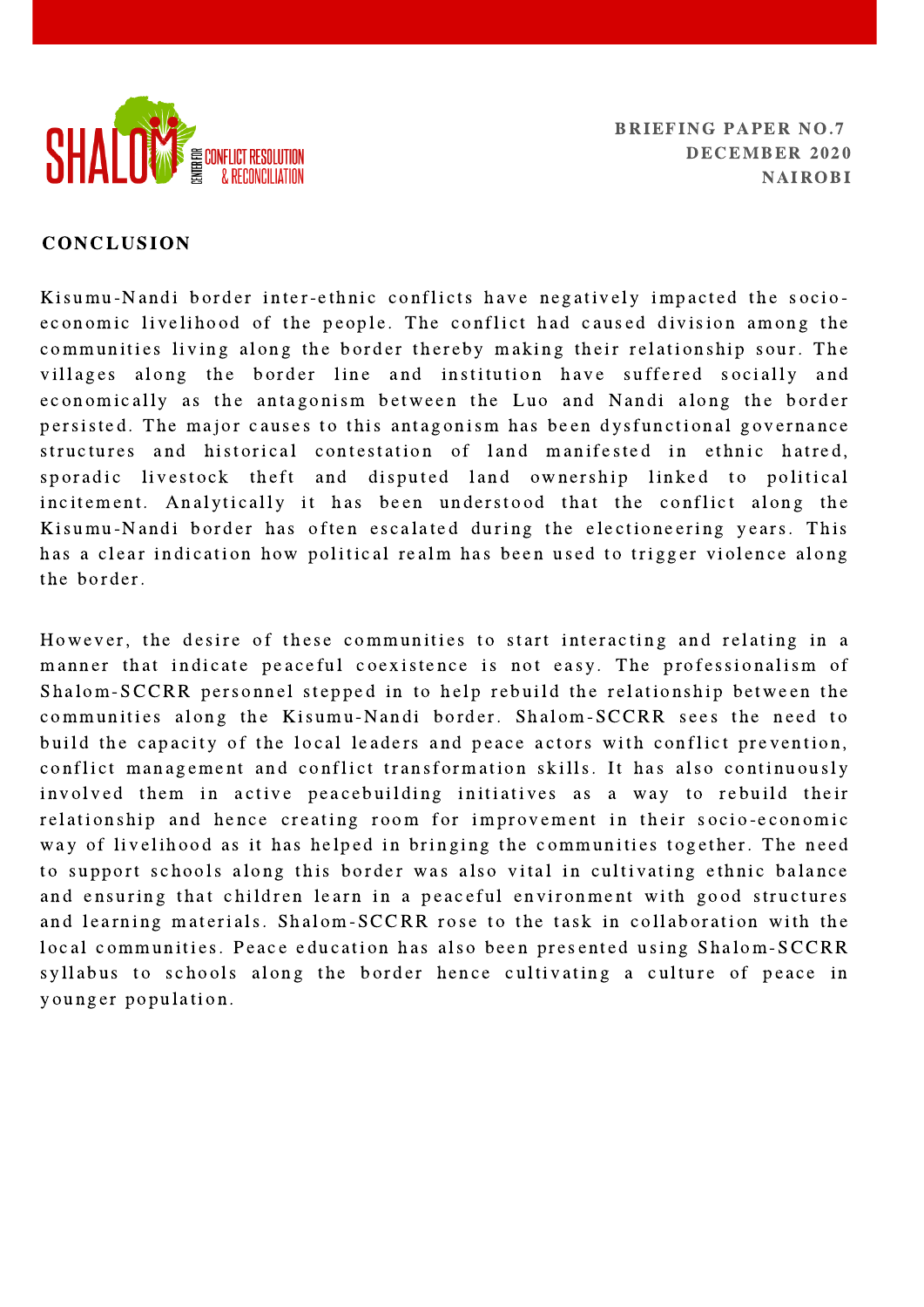## CONCLUSION

Kisumu-Nandi border inter-ethnic conflicts have negatively impacted the socio-economic livelihood of the people. The conflict had caused division among the communities living along the border thereby making their relationship sour. The villages along the border line and institution have suffered socially and economically as the antagonism between the Luo and Nandi along the border persisted. The major causes to this antagonism has been dysfunctional governance structures and historical contestation of land manifested in ethnic hatred, sporadic livestock theft and disputed land ownership linked to political incitement. Analytically it has been understood that the conflict along the Kisumu-Nandi border has often escalated during the electioneering years. This has a clear indication how political realm has been used to trigger violence along the border.

However, the desire of these communities to start interacting and relating in a manner that indicate peaceful coexistence is not easy. The professionalism of Shalom-SCCRR personnel stepped in to help rebuild the relationship between the communities along the Kisumu-Nandi border. Shalom-SCCRR sees the need to build the capacity of the local leaders and peace actors with conflict prevention, conflict management and conflict transformation skills. It has also continuously involved them in active peacebuilding initiatives as a way to rebuild their relationship and hence creating room for improvement in their socio-economic way of livelihood as it has helped in bringing the communities together. The need to support schools along this border was also vital in cultivating ethnic balance and ensuring that children learn in a peaceful environment with good structures and learning materials. Shalom-SCCRR rose to the task in collaboration with the local communities. Peace education has also been presented using Shalom-SCCRR syllabus to schools along the border hence cultivating a culture of peace in younger population.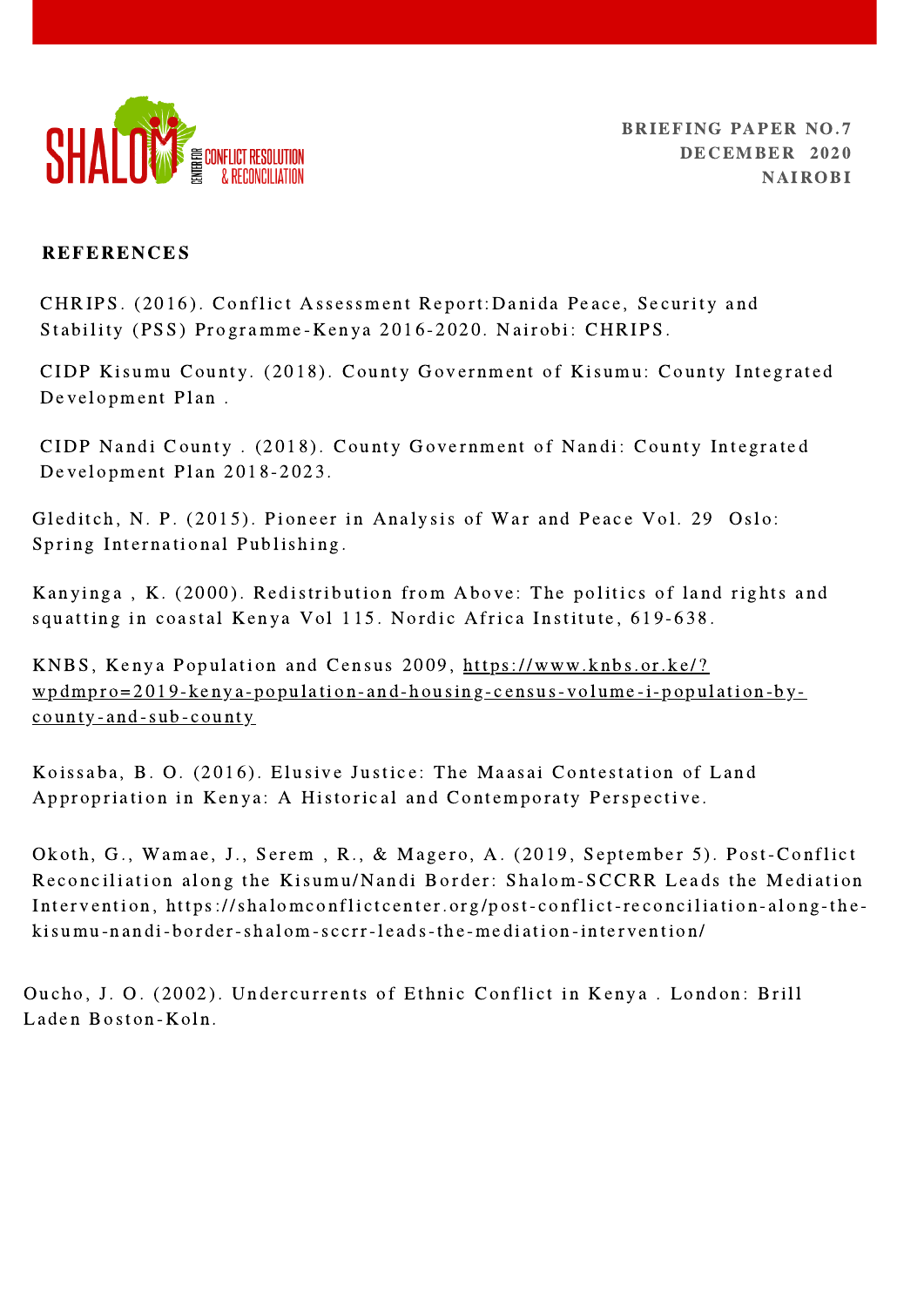## REFERENCES

CHRIPS. (2016). Conflict Assessment Report:Danida Peace, Security and Stability (PSS) Programme-Kenya 2016-2020. Nairobi: CHRIPS.

CIDP Kisumu County. (2018). County Government of Kisumu: County Integrated Development Plan .

CIDP Nandi County . (2018). County Government of Nandi: County Integrated Development Plan 2018-2023.

Gleditch, N. P. (2015). Pioneer in Analysis of War and Peace Vol. 29 Oslo: Spring International Publishing.

Kanyinga , K. (2000). Redistribution from Above: The politics of land rights and squatting in coastal Kenya Vol 115. Nordic Africa Institute, 619-638.

KNBS, Kenya Population and Census 2009, https://www.knbs.or.ke/?wpdmpro=2019-kenya-population-and-housing-census-volume-i-population-by-county-and-sub-county

Koissaba, B. O. (2016). Elusive Justice: The Maasai Contestation of Land Appropriation in Kenya: A Historical and Contemporaty Perspective.

Okoth, G., Wamae, J., Serem , R., & Magero, A. (2019, September 5). Post-Conflict Reconciliation along the Kisumu/Nandi Border: Shalom-SCCRR Leads the Mediation Intervention, https://shalomconflictcenter.org/post-conflict-reconciliation-along-the-kisumu-nandi-border-shalom-sccrr-leads-the-mediation-intervention/

Oucho, J. O. (2002). Undercurrents of Ethnic Conflict in Kenya . London: Brill Laden Boston-Koln.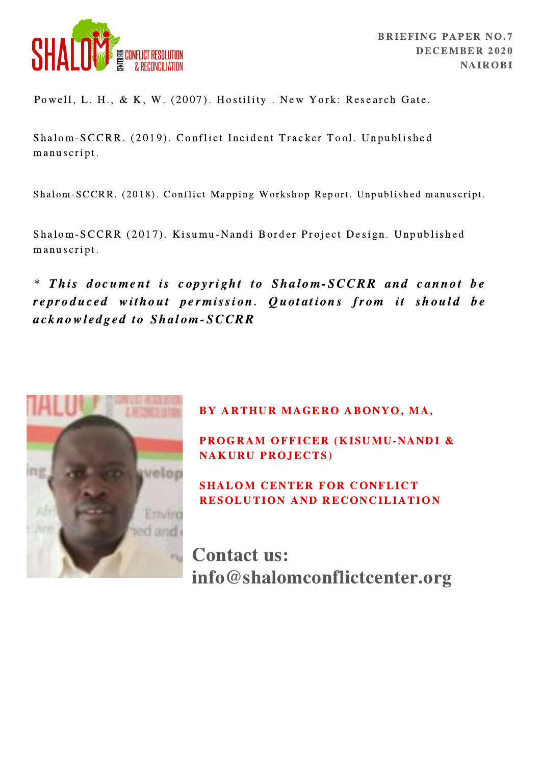Powell, L. H., & K, W. (2007). Hostility . New York: Research Gate.

Shalom-SCCRR. (2019). Conflict Incident Tracker Tool. Unpublished manuscript.

Shalom-SCCRR. (2018). Conflict Mapping Workshop Report. Unpublished manuscript.

Shalom-SCCRR (2017). Kisumu-Nandi Border Project Design. Unpublished manuscript.

*** This document is copyright to Shalom-SCCRR and cannot be reproduced without permission. Quotations from it should be acknowledged to Shalom-SCCRR***

**BY ARTHUR MAGERO ABONYO, MA,**

**PROGRAM OFFICER (KISUMU-NANDI & NAKURU PROJECTS)**

**SHALOM CENTER FOR CONFLICT RESOLUTION AND RECONCILIATION**

**Contact us: info@shalomconflictcenter.org**